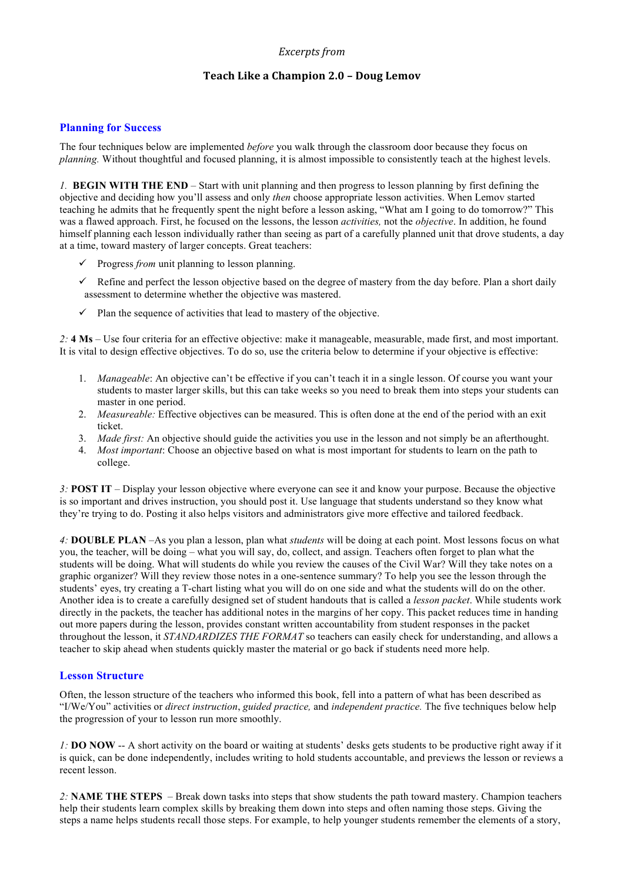*Excerpts from*

**Teach Like a Champion 2.0 – Doug Lemov**

## Planning for Success

The four techniques below are implemented *before* you walk through the classroom door because they focus on *planning.* Without thoughtful and focused planning, it is almost impossible to consistently teach at the highest levels.

*1.* **BEGIN WITH THE END** – Start with unit planning and then progress to lesson planning by first defining the objective and deciding how you'll assess and only *then* choose appropriate lesson activities. When Lemov started teaching he admits that he frequently spent the night before a lesson asking, "What am I going to do tomorrow?" This was a flawed approach. First, he focused on the lessons, the lesson *activities,* not the *objective*. In addition, he found himself planning each lesson individually rather than seeing as part of a carefully planned unit that drove students, a day at a time, toward mastery of larger concepts. Great teachers:

- ✓ Progress *from* unit planning to lesson planning.
- ✓ Refine and perfect the lesson objective based on the degree of mastery from the day before. Plan a short daily assessment to determine whether the objective was mastered.
- ✓ Plan the sequence of activities that lead to mastery of the objective.

*2:* **4 Ms** – Use four criteria for an effective objective: make it manageable, measurable, made first, and most important. It is vital to design effective objectives. To do so, use the criteria below to determine if your objective is effective:

1. *Manageable*: An objective can't be effective if you can't teach it in a single lesson. Of course you want your students to master larger skills, but this can take weeks so you need to break them into steps your students can master in one period.
2. *Measureable:* Effective objectives can be measured. This is often done at the end of the period with an exit ticket.
3. *Made first:* An objective should guide the activities you use in the lesson and not simply be an afterthought.
4. *Most important*: Choose an objective based on what is most important for students to learn on the path to college.

*3:* **POST IT** – Display your lesson objective where everyone can see it and know your purpose. Because the objective is so important and drives instruction, you should post it. Use language that students understand so they know what they're trying to do. Posting it also helps visitors and administrators give more effective and tailored feedback.

*4:* **DOUBLE PLAN** –As you plan a lesson, plan what *students* will be doing at each point. Most lessons focus on what you, the teacher, will be doing – what you will say, do, collect, and assign. Teachers often forget to plan what the students will be doing. What will students do while you review the causes of the Civil War? Will they take notes on a graphic organizer? Will they review those notes in a one-sentence summary? To help you see the lesson through the students' eyes, try creating a T-chart listing what you will do on one side and what the students will do on the other. Another idea is to create a carefully designed set of student handouts that is called a *lesson packet*. While students work directly in the packets, the teacher has additional notes in the margins of her copy. This packet reduces time in handing out more papers during the lesson, provides constant written accountability from student responses in the packet throughout the lesson, it *STANDARDIZES THE FORMAT* so teachers can easily check for understanding, and allows a teacher to skip ahead when students quickly master the material or go back if students need more help.

## Lesson Structure

Often, the lesson structure of the teachers who informed this book, fell into a pattern of what has been described as "I/We/You" activities or *direct instruction*, *guided practice,* and *independent practice.* The five techniques below help the progression of your to lesson run more smoothly.

*1:* **DO NOW** -- A short activity on the board or waiting at students' desks gets students to be productive right away if it is quick, can be done independently, includes writing to hold students accountable, and previews the lesson or reviews a recent lesson.

*2:* **NAME THE STEPS** – Break down tasks into steps that show students the path toward mastery. Champion teachers help their students learn complex skills by breaking them down into steps and often naming those steps. Giving the steps a name helps students recall those steps. For example, to help younger students remember the elements of a story,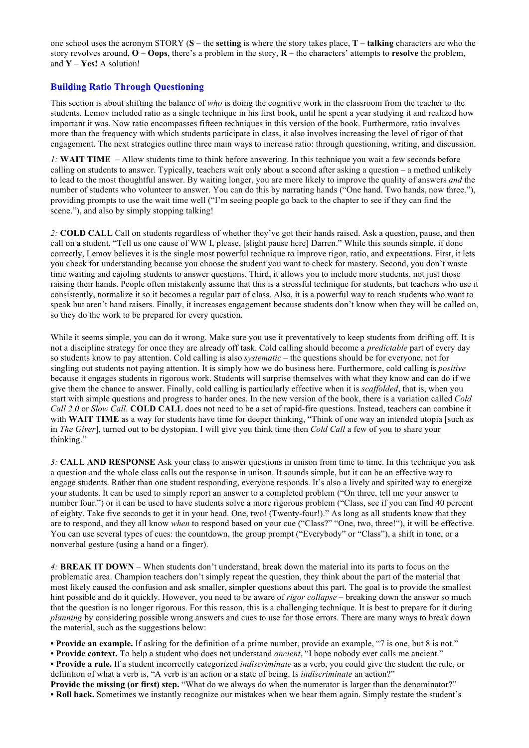one school uses the acronym STORY (**S** – the **setting** is where the story takes place, **T** – **talking** characters are who the story revolves around, **O** – **Oops**, there's a problem in the story, **R** – the characters' attempts to **resolve** the problem, and **Y** – **Yes!** A solution!

## Building Ratio Through Questioning

This section is about shifting the balance of *who* is doing the cognitive work in the classroom from the teacher to the students. Lemov included ratio as a single technique in his first book, until he spent a year studying it and realized how important it was. Now ratio encompasses fifteen techniques in this version of the book. Furthermore, ratio involves more than the frequency with which students participate in class, it also involves increasing the level of rigor of that engagement. The next strategies outline three main ways to increase ratio: through questioning, writing, and discussion.

*1:* **WAIT TIME** – Allow students time to think before answering. In this technique you wait a few seconds before calling on students to answer. Typically, teachers wait only about a second after asking a question – a method unlikely to lead to the most thoughtful answer. By waiting longer, you are more likely to improve the quality of answers *and* the number of students who volunteer to answer. You can do this by narrating hands ("One hand. Two hands, now three."), providing prompts to use the wait time well ("I'm seeing people go back to the chapter to see if they can find the scene."), and also by simply stopping talking!

*2:* **COLD CALL** Call on students regardless of whether they've got their hands raised. Ask a question, pause, and then call on a student, "Tell us one cause of WW I, please, [slight pause here] Darren." While this sounds simple, if done correctly, Lemov believes it is the single most powerful technique to improve rigor, ratio, and expectations. First, it lets you check for understanding because you choose the student you want to check for mastery. Second, you don't waste time waiting and cajoling students to answer questions. Third, it allows you to include more students, not just those raising their hands. People often mistakenly assume that this is a stressful technique for students, but teachers who use it consistently, normalize it so it becomes a regular part of class. Also, it is a powerful way to reach students who want to speak but aren't hand raisers. Finally, it increases engagement because students don't know when they will be called on, so they do the work to be prepared for every question.

While it seems simple, you can do it wrong. Make sure you use it preventatively to keep students from drifting off. It is not a discipline strategy for once they are already off task. Cold calling should become a *predictable* part of every day so students know to pay attention. Cold calling is also *systematic* – the questions should be for everyone, not for singling out students not paying attention. It is simply how we do business here. Furthermore, cold calling is *positive* because it engages students in rigorous work. Students will surprise themselves with what they know and can do if we give them the chance to answer. Finally, cold calling is particularly effective when it is *scaffolded*, that is, when you start with simple questions and progress to harder ones. In the new version of the book, there is a variation called *Cold Call 2.0* or *Slow Call*. **COLD CALL** does not need to be a set of rapid-fire questions. Instead, teachers can combine it with **WAIT TIME** as a way for students have time for deeper thinking, "Think of one way an intended utopia [such as in *The Giver*], turned out to be dystopian. I will give you think time then *Cold Call* a few of you to share your thinking."

*3:* **CALL AND RESPONSE** Ask your class to answer questions in unison from time to time. In this technique you ask a question and the whole class calls out the response in unison. It sounds simple, but it can be an effective way to engage students. Rather than one student responding, everyone responds. It's also a lively and spirited way to energize your students. It can be used to simply report an answer to a completed problem ("On three, tell me your answer to number four.") or it can be used to have students solve a more rigorous problem ("Class, see if you can find 40 percent of eighty. Take five seconds to get it in your head. One, two! (Twenty-four!)." As long as all students know that they are to respond, and they all know *when* to respond based on your cue ("Class?" "One, two, three!"), it will be effective. You can use several types of cues: the countdown, the group prompt ("Everybody" or "Class"), a shift in tone, or a nonverbal gesture (using a hand or a finger).

*4:* **BREAK IT DOWN** – When students don't understand, break down the material into its parts to focus on the problematic area. Champion teachers don't simply repeat the question, they think about the part of the material that most likely caused the confusion and ask smaller, simpler questions about this part. The goal is to provide the smallest hint possible and do it quickly. However, you need to be aware of *rigor collapse* – breaking down the answer so much that the question is no longer rigorous. For this reason, this is a challenging technique. It is best to prepare for it during *planning* by considering possible wrong answers and cues to use for those errors. There are many ways to break down the material, such as the suggestions below:

- **Provide an example.** If asking for the definition of a prime number, provide an example, "7 is one, but 8 is not."
- **Provide context.** To help a student who does not understand *ancient*, "I hope nobody ever calls me ancient."
- **Provide a rule.** If a student incorrectly categorized *indiscriminate* as a verb, you could give the student the rule, or definition of what a verb is, "A verb is an action or a state of being. Is *indiscriminate* an action?"

**Provide the missing (or first) step.** "What do we always do when the numerator is larger than the denominator?"
- **Roll back.** Sometimes we instantly recognize our mistakes when we hear them again. Simply restate the student's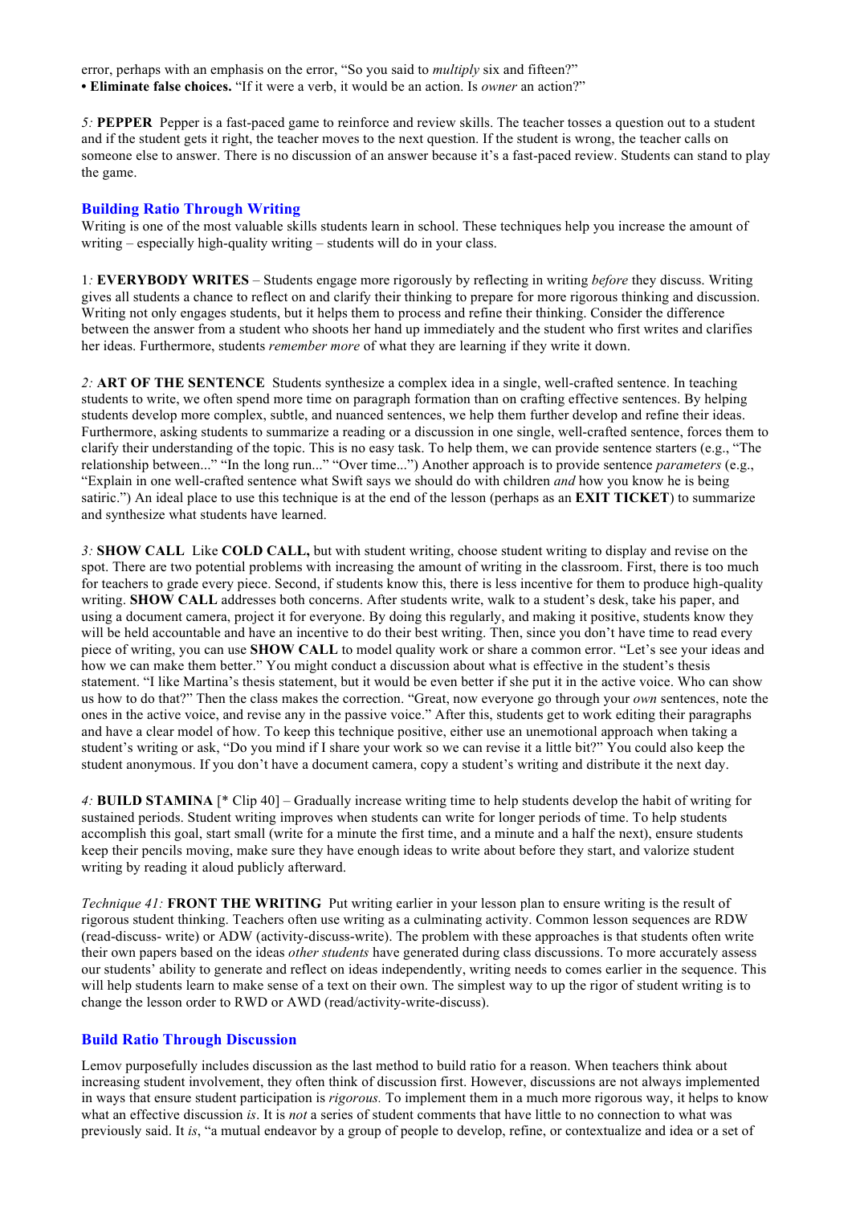error, perhaps with an emphasis on the error, "So you said to *multiply* six and fifteen?"
• **Eliminate false choices.** "If it were a verb, it would be an action. Is *owner* an action?"

*5:* **PEPPER** Pepper is a fast-paced game to reinforce and review skills. The teacher tosses a question out to a student and if the student gets it right, the teacher moves to the next question. If the student is wrong, the teacher calls on someone else to answer. There is no discussion of an answer because it's a fast-paced review. Students can stand to play the game.

## Building Ratio Through Writing

Writing is one of the most valuable skills students learn in school. These techniques help you increase the amount of writing – especially high-quality writing – students will do in your class.

1*:* **EVERYBODY WRITES** – Students engage more rigorously by reflecting in writing *before* they discuss. Writing gives all students a chance to reflect on and clarify their thinking to prepare for more rigorous thinking and discussion. Writing not only engages students, but it helps them to process and refine their thinking. Consider the difference between the answer from a student who shoots her hand up immediately and the student who first writes and clarifies her ideas. Furthermore, students *remember more* of what they are learning if they write it down.

*2:* **ART OF THE SENTENCE** Students synthesize a complex idea in a single, well-crafted sentence. In teaching students to write, we often spend more time on paragraph formation than on crafting effective sentences. By helping students develop more complex, subtle, and nuanced sentences, we help them further develop and refine their ideas. Furthermore, asking students to summarize a reading or a discussion in one single, well-crafted sentence, forces them to clarify their understanding of the topic. This is no easy task. To help them, we can provide sentence starters (e.g., "The relationship between..." "In the long run..." "Over time...") Another approach is to provide sentence *parameters* (e.g., "Explain in one well-crafted sentence what Swift says we should do with children *and* how you know he is being satiric.") An ideal place to use this technique is at the end of the lesson (perhaps as an **EXIT TICKET**) to summarize and synthesize what students have learned.

*3:* **SHOW CALL** Like **COLD CALL,** but with student writing, choose student writing to display and revise on the spot. There are two potential problems with increasing the amount of writing in the classroom. First, there is too much for teachers to grade every piece. Second, if students know this, there is less incentive for them to produce high-quality writing. **SHOW CALL** addresses both concerns. After students write, walk to a student's desk, take his paper, and using a document camera, project it for everyone. By doing this regularly, and making it positive, students know they will be held accountable and have an incentive to do their best writing. Then, since you don't have time to read every piece of writing, you can use **SHOW CALL** to model quality work or share a common error. "Let's see your ideas and how we can make them better." You might conduct a discussion about what is effective in the student's thesis statement. "I like Martina's thesis statement, but it would be even better if she put it in the active voice. Who can show us how to do that?" Then the class makes the correction. "Great, now everyone go through your *own* sentences, note the ones in the active voice, and revise any in the passive voice." After this, students get to work editing their paragraphs and have a clear model of how. To keep this technique positive, either use an unemotional approach when taking a student's writing or ask, "Do you mind if I share your work so we can revise it a little bit?" You could also keep the student anonymous. If you don't have a document camera, copy a student's writing and distribute it the next day.

*4:* **BUILD STAMINA** [* Clip 40] – Gradually increase writing time to help students develop the habit of writing for sustained periods. Student writing improves when students can write for longer periods of time. To help students accomplish this goal, start small (write for a minute the first time, and a minute and a half the next), ensure students keep their pencils moving, make sure they have enough ideas to write about before they start, and valorize student writing by reading it aloud publicly afterward.

*Technique 41:* **FRONT THE WRITING** Put writing earlier in your lesson plan to ensure writing is the result of rigorous student thinking. Teachers often use writing as a culminating activity. Common lesson sequences are RDW (read-discuss- write) or ADW (activity-discuss-write). The problem with these approaches is that students often write their own papers based on the ideas *other students* have generated during class discussions. To more accurately assess our students' ability to generate and reflect on ideas independently, writing needs to comes earlier in the sequence. This will help students learn to make sense of a text on their own. The simplest way to up the rigor of student writing is to change the lesson order to RWD or AWD (read/activity-write-discuss).

## Build Ratio Through Discussion

Lemov purposefully includes discussion as the last method to build ratio for a reason. When teachers think about increasing student involvement, they often think of discussion first. However, discussions are not always implemented in ways that ensure student participation is *rigorous.* To implement them in a much more rigorous way, it helps to know what an effective discussion *is*. It is *not* a series of student comments that have little to no connection to what was previously said. It *is*, "a mutual endeavor by a group of people to develop, refine, or contextualize and idea or a set of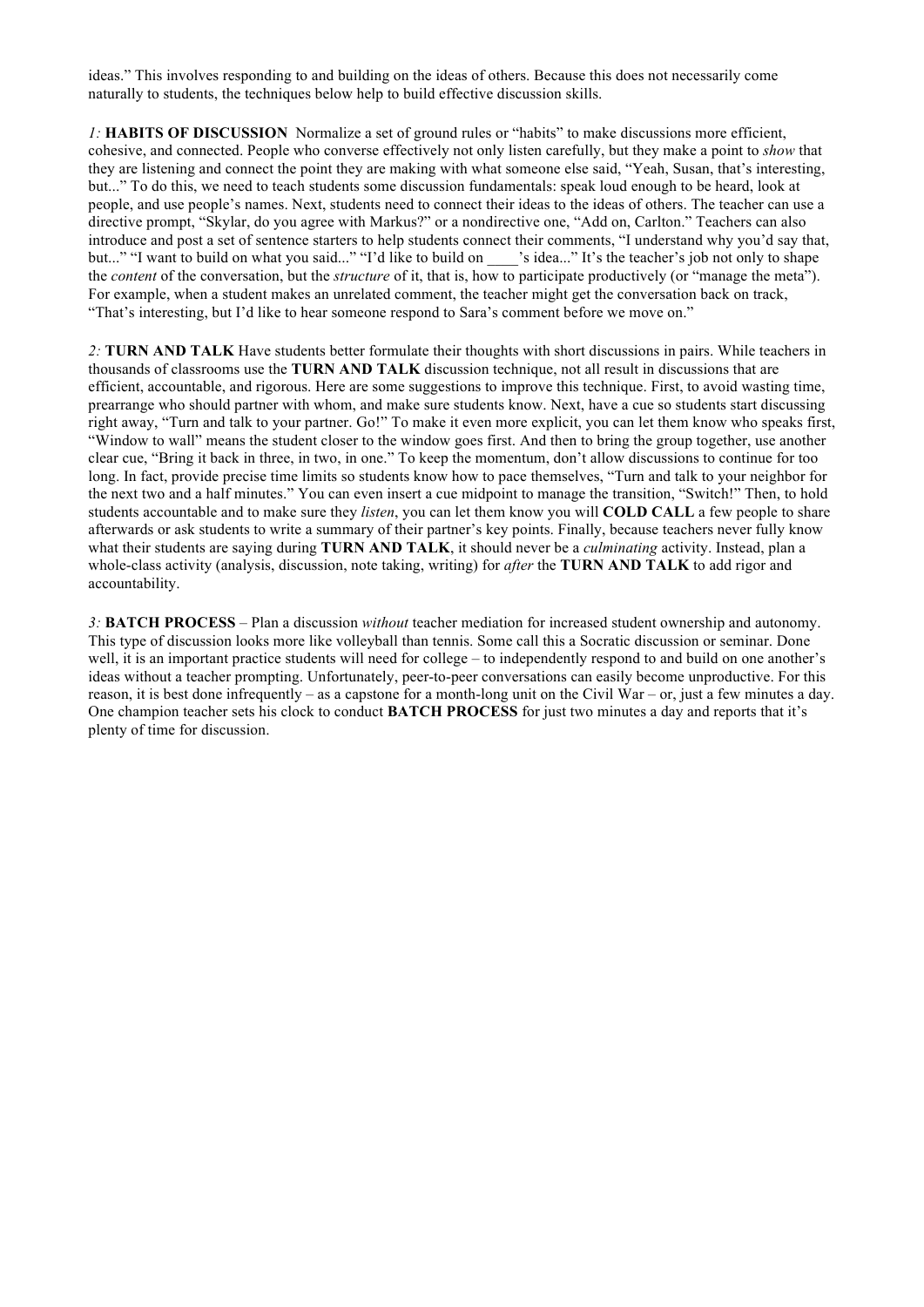ideas." This involves responding to and building on the ideas of others. Because this does not necessarily come naturally to students, the techniques below help to build effective discussion skills.

*1:* **HABITS OF DISCUSSION** Normalize a set of ground rules or "habits" to make discussions more efficient, cohesive, and connected. People who converse effectively not only listen carefully, but they make a point to *show* that they are listening and connect the point they are making with what someone else said, "Yeah, Susan, that's interesting, but..." To do this, we need to teach students some discussion fundamentals: speak loud enough to be heard, look at people, and use people's names. Next, students need to connect their ideas to the ideas of others. The teacher can use a directive prompt, "Skylar, do you agree with Markus?" or a nondirective one, "Add on, Carlton." Teachers can also introduce and post a set of sentence starters to help students connect their comments, "I understand why you'd say that, but..." "I want to build on what you said..." "I'd like to build on ____'s idea..." It's the teacher's job not only to shape the *content* of the conversation, but the *structure* of it, that is, how to participate productively (or "manage the meta"). For example, when a student makes an unrelated comment, the teacher might get the conversation back on track, "That's interesting, but I'd like to hear someone respond to Sara's comment before we move on."

*2:* **TURN AND TALK** Have students better formulate their thoughts with short discussions in pairs. While teachers in thousands of classrooms use the **TURN AND TALK** discussion technique, not all result in discussions that are efficient, accountable, and rigorous. Here are some suggestions to improve this technique. First, to avoid wasting time, prearrange who should partner with whom, and make sure students know. Next, have a cue so students start discussing right away, "Turn and talk to your partner. Go!" To make it even more explicit, you can let them know who speaks first, "Window to wall" means the student closer to the window goes first. And then to bring the group together, use another clear cue, "Bring it back in three, in two, in one." To keep the momentum, don't allow discussions to continue for too long. In fact, provide precise time limits so students know how to pace themselves, "Turn and talk to your neighbor for the next two and a half minutes." You can even insert a cue midpoint to manage the transition, "Switch!" Then, to hold students accountable and to make sure they *listen*, you can let them know you will **COLD CALL** a few people to share afterwards or ask students to write a summary of their partner's key points. Finally, because teachers never fully know what their students are saying during **TURN AND TALK**, it should never be a *culminating* activity. Instead, plan a whole-class activity (analysis, discussion, note taking, writing) for *after* the **TURN AND TALK** to add rigor and accountability.

*3:* **BATCH PROCESS** – Plan a discussion *without* teacher mediation for increased student ownership and autonomy. This type of discussion looks more like volleyball than tennis. Some call this a Socratic discussion or seminar. Done well, it is an important practice students will need for college – to independently respond to and build on one another's ideas without a teacher prompting. Unfortunately, peer-to-peer conversations can easily become unproductive. For this reason, it is best done infrequently – as a capstone for a month-long unit on the Civil War – or, just a few minutes a day. One champion teacher sets his clock to conduct **BATCH PROCESS** for just two minutes a day and reports that it's plenty of time for discussion.